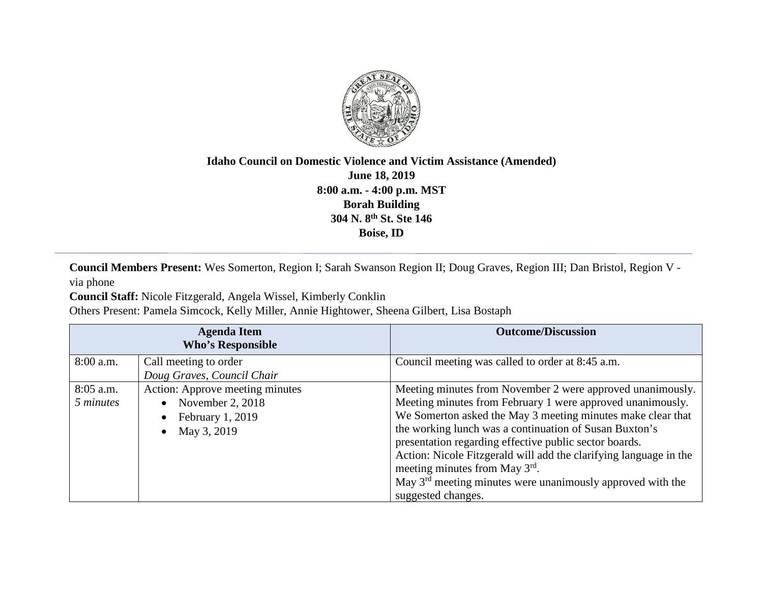**Idaho Council on Domestic Violence and Victim Assistance (Amended)**
**June 18, 2019**
**8:00 a.m. - 4:00 p.m. MST**
**Borah Building**
**304 N. 8th St. Ste 146**
**Boise, ID**

---

**Council Members Present:** Wes Somerton, Region I; Sarah Swanson Region II; Doug Graves, Region III; Dan Bristol, Region V - via phone
**Council Staff:** Nicole Fitzgerald, Angela Wissel, Kimberly Conklin
Others Present: Pamela Simcock, Kelly Miller, Annie Hightower, Sheena Gilbert, Lisa Bostaph

| Agenda Item Who's Responsible | | Outcome/Discussion |
|---|---|---|
| 8:00 a.m. | Call meeting to order<br>*Doug Graves, Council Chair* | Council meeting was called to order at 8:45 a.m. |
| 8:05 a.m.<br>*5 minutes* | Action: Approve meeting minutes<br>• November 2, 2018<br>• February 1, 2019<br>• May 3, 2019 | Meeting minutes from November 2 were approved unanimously.<br>Meeting minutes from February 1 were approved unanimously.<br>We Somerton asked the May 3 meeting minutes make clear that the working lunch was a continuation of Susan Buxton's presentation regarding effective public sector boards.<br>Action: Nicole Fitzgerald will add the clarifying language in the meeting minutes from May 3rd.<br>May 3rd meeting minutes were unanimously approved with the suggested changes. |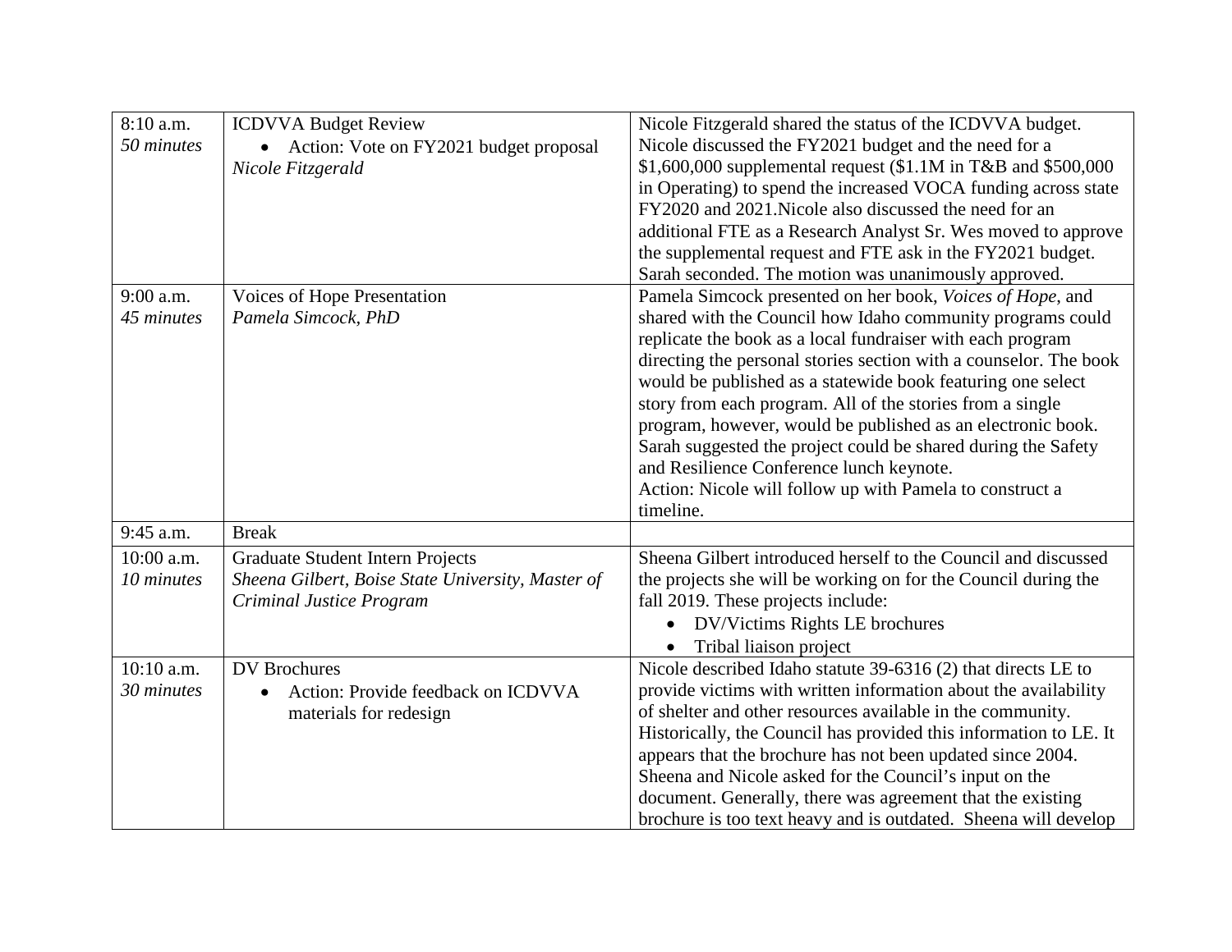| | | |
|---|---|---|
| 8:10 a.m.<br>*50 minutes* | ICDVVA Budget Review<br>• Action: Vote on FY2021 budget proposal<br>*Nicole Fitzgerald* | Nicole Fitzgerald shared the status of the ICDVVA budget. Nicole discussed the FY2021 budget and the need for a $1,600,000 supplemental request ($1.1M in T&B and $500,000 in Operating) to spend the increased VOCA funding across state FY2020 and 2021.Nicole also discussed the need for an additional FTE as a Research Analyst Sr. Wes moved to approve the supplemental request and FTE ask in the FY2021 budget. Sarah seconded. The motion was unanimously approved. |
| 9:00 a.m.<br>*45 minutes* | Voices of Hope Presentation<br>*Pamela Simcock, PhD* | Pamela Simcock presented on her book, *Voices of Hope*, and shared with the Council how Idaho community programs could replicate the book as a local fundraiser with each program directing the personal stories section with a counselor. The book would be published as a statewide book featuring one select story from each program. All of the stories from a single program, however, would be published as an electronic book. Sarah suggested the project could be shared during the Safety and Resilience Conference lunch keynote.<br>Action: Nicole will follow up with Pamela to construct a timeline. |
| 9:45 a.m. | Break | |
| 10:00 a.m.<br>*10 minutes* | Graduate Student Intern Projects<br>*Sheena Gilbert, Boise State University, Master of Criminal Justice Program* | Sheena Gilbert introduced herself to the Council and discussed the projects she will be working on for the Council during the fall 2019. These projects include:<br>• DV/Victims Rights LE brochures<br>• Tribal liaison project |
| 10:10 a.m.<br>*30 minutes* | DV Brochures<br>• Action: Provide feedback on ICDVVA materials for redesign | Nicole described Idaho statute 39-6316 (2) that directs LE to provide victims with written information about the availability of shelter and other resources available in the community. Historically, the Council has provided this information to LE. It appears that the brochure has not been updated since 2004. Sheena and Nicole asked for the Council's input on the document. Generally, there was agreement that the existing brochure is too text heavy and is outdated. Sheena will develop |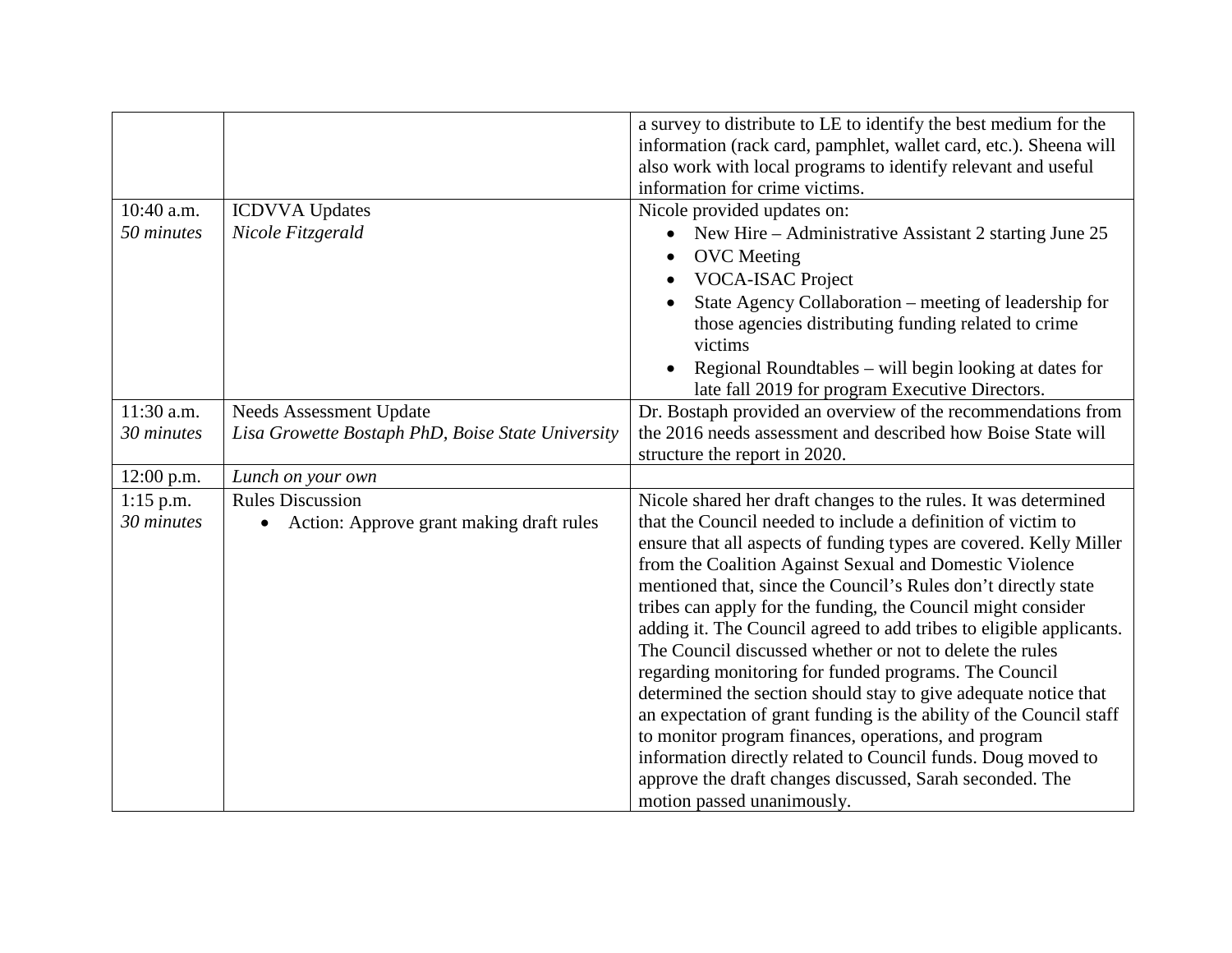| | | |
|---|---|---|
| | | a survey to distribute to LE to identify the best medium for the information (rack card, pamphlet, wallet card, etc.). Sheena will also work with local programs to identify relevant and useful information for crime victims. |
| 10:40 a.m.<br>*50 minutes* | ICDVVA Updates<br>*Nicole Fitzgerald* | Nicole provided updates on:<br>• New Hire – Administrative Assistant 2 starting June 25<br>• OVC Meeting<br>• VOCA-ISAC Project<br>• State Agency Collaboration – meeting of leadership for those agencies distributing funding related to crime victims<br>• Regional Roundtables – will begin looking at dates for late fall 2019 for program Executive Directors. |
| 11:30 a.m.<br>*30 minutes* | Needs Assessment Update<br>*Lisa Growette Bostaph PhD, Boise State University* | Dr. Bostaph provided an overview of the recommendations from the 2016 needs assessment and described how Boise State will structure the report in 2020. |
| 12:00 p.m. | *Lunch on your own* | |
| 1:15 p.m.<br>*30 minutes* | Rules Discussion<br>• Action: Approve grant making draft rules | Nicole shared her draft changes to the rules. It was determined that the Council needed to include a definition of victim to ensure that all aspects of funding types are covered. Kelly Miller from the Coalition Against Sexual and Domestic Violence mentioned that, since the Council's Rules don't directly state tribes can apply for the funding, the Council might consider adding it. The Council agreed to add tribes to eligible applicants. The Council discussed whether or not to delete the rules regarding monitoring for funded programs. The Council determined the section should stay to give adequate notice that an expectation of grant funding is the ability of the Council staff to monitor program finances, operations, and program information directly related to Council funds. Doug moved to approve the draft changes discussed, Sarah seconded. The motion passed unanimously. |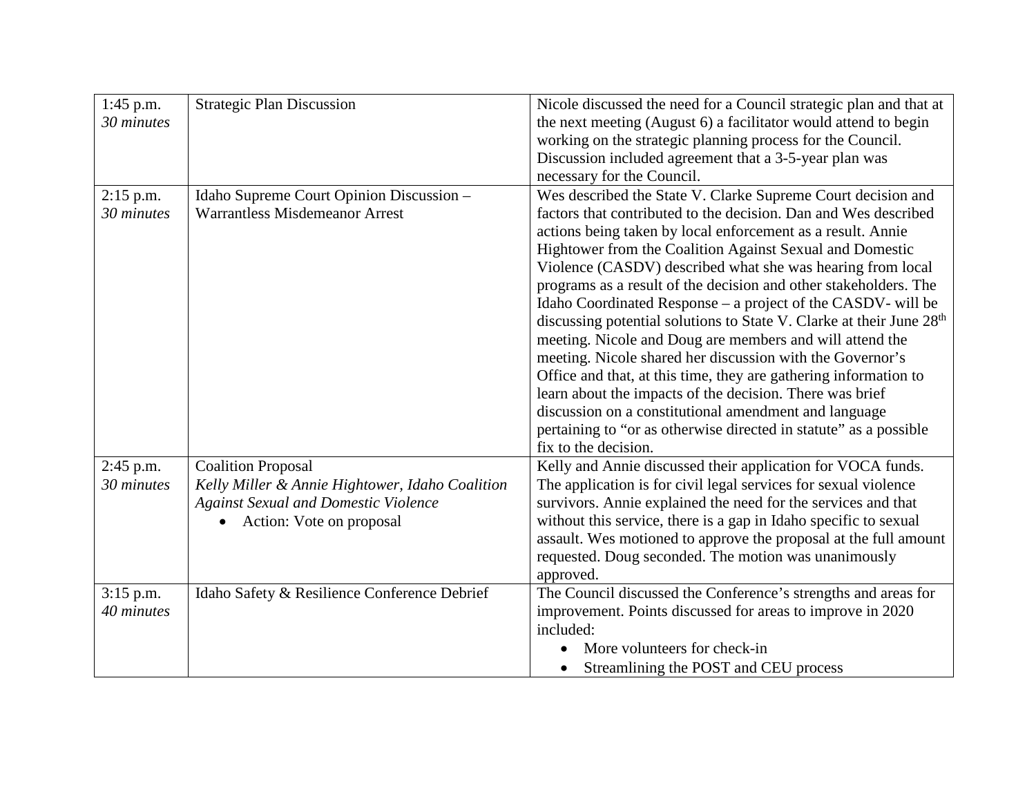| | | |
|---|---|---|
| 1:45 p.m.<br>*30 minutes* | Strategic Plan Discussion | Nicole discussed the need for a Council strategic plan and that at the next meeting (August 6) a facilitator would attend to begin working on the strategic planning process for the Council. Discussion included agreement that a 3-5-year plan was necessary for the Council. |
| 2:15 p.m.<br>*30 minutes* | Idaho Supreme Court Opinion Discussion – Warrantless Misdemeanor Arrest | Wes described the State V. Clarke Supreme Court decision and factors that contributed to the decision. Dan and Wes described actions being taken by local enforcement as a result. Annie Hightower from the Coalition Against Sexual and Domestic Violence (CASDV) described what she was hearing from local programs as a result of the decision and other stakeholders. The Idaho Coordinated Response – a project of the CASDV- will be discussing potential solutions to State V. Clarke at their June 28th meeting. Nicole and Doug are members and will attend the meeting. Nicole shared her discussion with the Governor's Office and that, at this time, they are gathering information to learn about the impacts of the decision. There was brief discussion on a constitutional amendment and language pertaining to "or as otherwise directed in statute" as a possible fix to the decision. |
| 2:45 p.m.<br>*30 minutes* | Coalition Proposal<br>*Kelly Miller & Annie Hightower, Idaho Coalition Against Sexual and Domestic Violence*<br>• Action: Vote on proposal | Kelly and Annie discussed their application for VOCA funds. The application is for civil legal services for sexual violence survivors. Annie explained the need for the services and that without this service, there is a gap in Idaho specific to sexual assault. Wes motioned to approve the proposal at the full amount requested. Doug seconded. The motion was unanimously approved. |
| 3:15 p.m.<br>*40 minutes* | Idaho Safety & Resilience Conference Debrief | The Council discussed the Conference's strengths and areas for improvement. Points discussed for areas to improve in 2020 included:<br>• More volunteers for check-in<br>• Streamlining the POST and CEU process |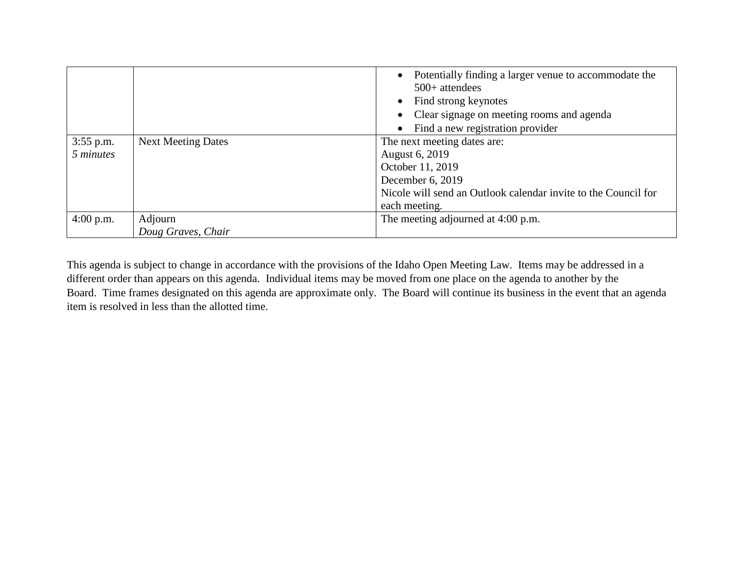| | | |
|---|---|---|
| | | • Potentially finding a larger venue to accommodate the 500+ attendees<br>• Find strong keynotes<br>• Clear signage on meeting rooms and agenda<br>• Find a new registration provider |
| 3:55 p.m.<br>*5 minutes* | Next Meeting Dates | The next meeting dates are:<br>August 6, 2019<br>October 11, 2019<br>December 6, 2019<br>Nicole will send an Outlook calendar invite to the Council for each meeting. |
| 4:00 p.m. | Adjourn<br>*Doug Graves, Chair* | The meeting adjourned at 4:00 p.m. |

This agenda is subject to change in accordance with the provisions of the Idaho Open Meeting Law. Items may be addressed in a different order than appears on this agenda. Individual items may be moved from one place on the agenda to another by the Board. Time frames designated on this agenda are approximate only. The Board will continue its business in the event that an agenda item is resolved in less than the allotted time.